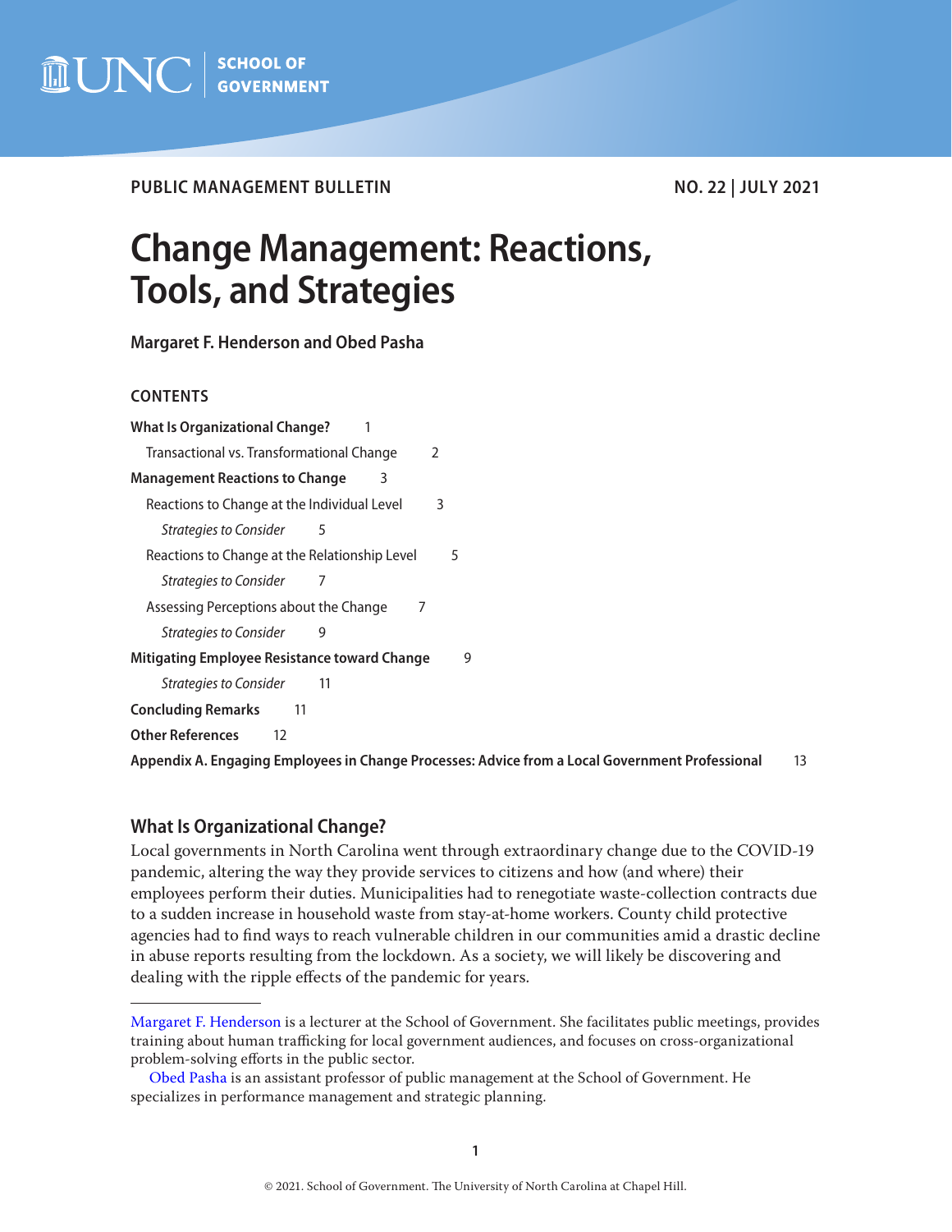PUBLIC MANAGEMENT BULLETIN NO. 22 | JULY 2021

# Change Management: Reactions, Tools, and Strategies

**Margaret F. Henderson and Obed Pasha**

### CONTENTS

**What Is Organizational Change?** 1
- Transactional vs. Transformational Change 2

**Management Reactions to Change** 3
- Reactions to Change at the Individual Level 3
  - *Strategies to Consider* 5
- Reactions to Change at the Relationship Level 5
  - *Strategies to Consider* 7
- Assessing Perceptions about the Change 7
  - *Strategies to Consider* 9

**Mitigating Employee Resistance toward Change** 9
- *Strategies to Consider* 11

**Concluding Remarks** 11

**Other References** 12

**Appendix A. Engaging Employees in Change Processes: Advice from a Local Government Professional** 13

## What Is Organizational Change?

Local governments in North Carolina went through extraordinary change due to the COVID-19 pandemic, altering the way they provide services to citizens and how (and where) their employees perform their duties. Municipalities had to renegotiate waste-collection contracts due to a sudden increase in household waste from stay-at-home workers. County child protective agencies had to find ways to reach vulnerable children in our communities amid a drastic decline in abuse reports resulting from the lockdown. As a society, we will likely be discovering and dealing with the ripple effects of the pandemic for years.

---

Margaret F. Henderson is a lecturer at the School of Government. She facilitates public meetings, provides training about human trafficking for local government audiences, and focuses on cross-organizational problem-solving efforts in the public sector.

Obed Pasha is an assistant professor of public management at the School of Government. He specializes in performance management and strategic planning.

© 2021. School of Government. The University of North Carolina at Chapel Hill.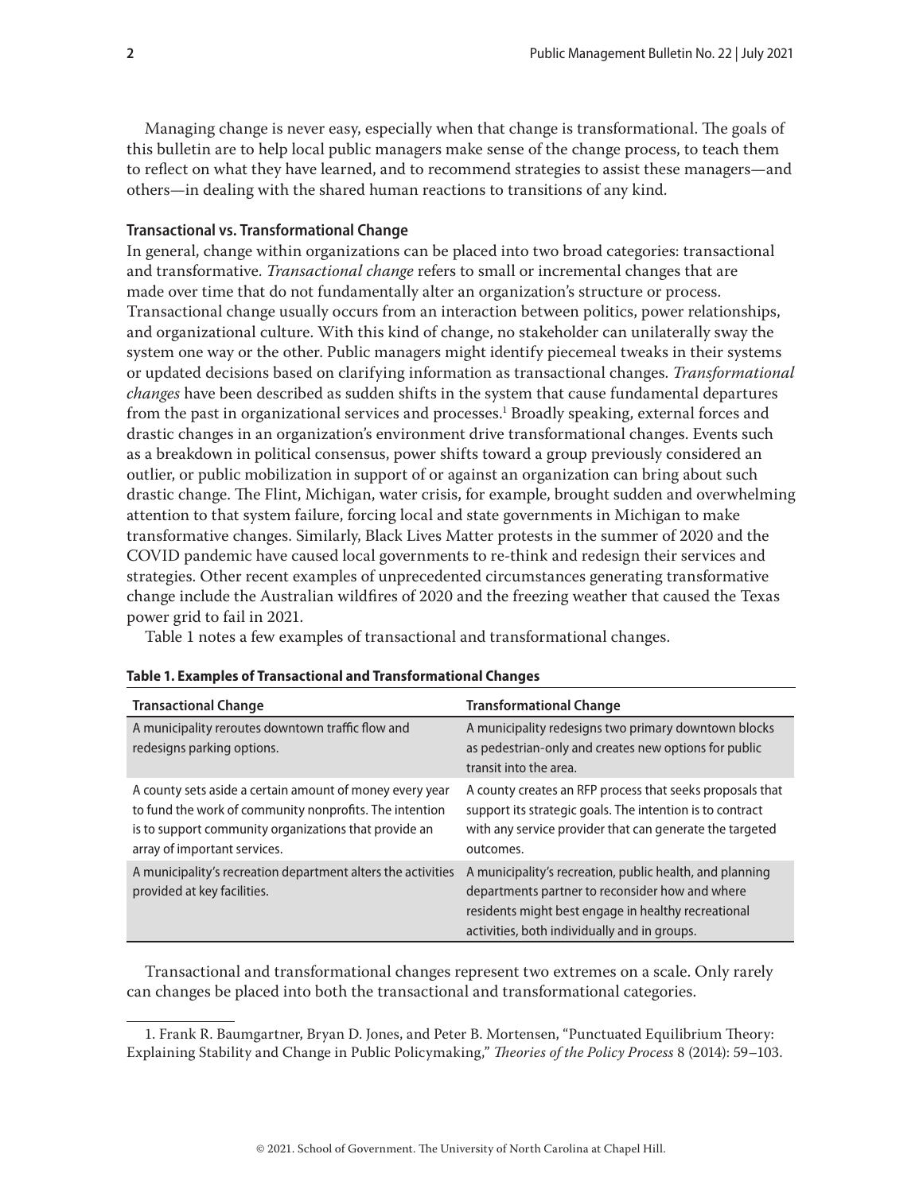Managing change is never easy, especially when that change is transformational. The goals of this bulletin are to help local public managers make sense of the change process, to teach them to reflect on what they have learned, and to recommend strategies to assist these managers—and others—in dealing with the shared human reactions to transitions of any kind.

### Transactional vs. Transformational Change

In general, change within organizations can be placed into two broad categories: transactional and transformative. *Transactional change* refers to small or incremental changes that are made over time that do not fundamentally alter an organization's structure or process. Transactional change usually occurs from an interaction between politics, power relationships, and organizational culture. With this kind of change, no stakeholder can unilaterally sway the system one way or the other. Public managers might identify piecemeal tweaks in their systems or updated decisions based on clarifying information as transactional changes. *Transformational changes* have been described as sudden shifts in the system that cause fundamental departures from the past in organizational services and processes.[1] Broadly speaking, external forces and drastic changes in an organization's environment drive transformational changes. Events such as a breakdown in political consensus, power shifts toward a group previously considered an outlier, or public mobilization in support of or against an organization can bring about such drastic change. The Flint, Michigan, water crisis, for example, brought sudden and overwhelming attention to that system failure, forcing local and state governments in Michigan to make transformative changes. Similarly, Black Lives Matter protests in the summer of 2020 and the COVID pandemic have caused local governments to re-think and redesign their services and strategies. Other recent examples of unprecedented circumstances generating transformative change include the Australian wildfires of 2020 and the freezing weather that caused the Texas power grid to fail in 2021.

Table 1 notes a few examples of transactional and transformational changes.

**Table 1. Examples of Transactional and Transformational Changes**

| Transactional Change | Transformational Change |
|---|---|
| A municipality reroutes downtown traffic flow and redesigns parking options. | A municipality redesigns two primary downtown blocks as pedestrian-only and creates new options for public transit into the area. |
| A county sets aside a certain amount of money every year to fund the work of community nonprofits. The intention is to support community organizations that provide an array of important services. | A county creates an RFP process that seeks proposals that support its strategic goals. The intention is to contract with any service provider that can generate the targeted outcomes. |
| A municipality's recreation department alters the activities provided at key facilities. | A municipality's recreation, public health, and planning departments partner to reconsider how and where residents might best engage in healthy recreational activities, both individually and in groups. |

Transactional and transformational changes represent two extremes on a scale. Only rarely can changes be placed into both the transactional and transformational categories.

1. Frank R. Baumgartner, Bryan D. Jones, and Peter B. Mortensen, "Punctuated Equilibrium Theory: Explaining Stability and Change in Public Policymaking," *Theories of the Policy Process* 8 (2014): 59–103.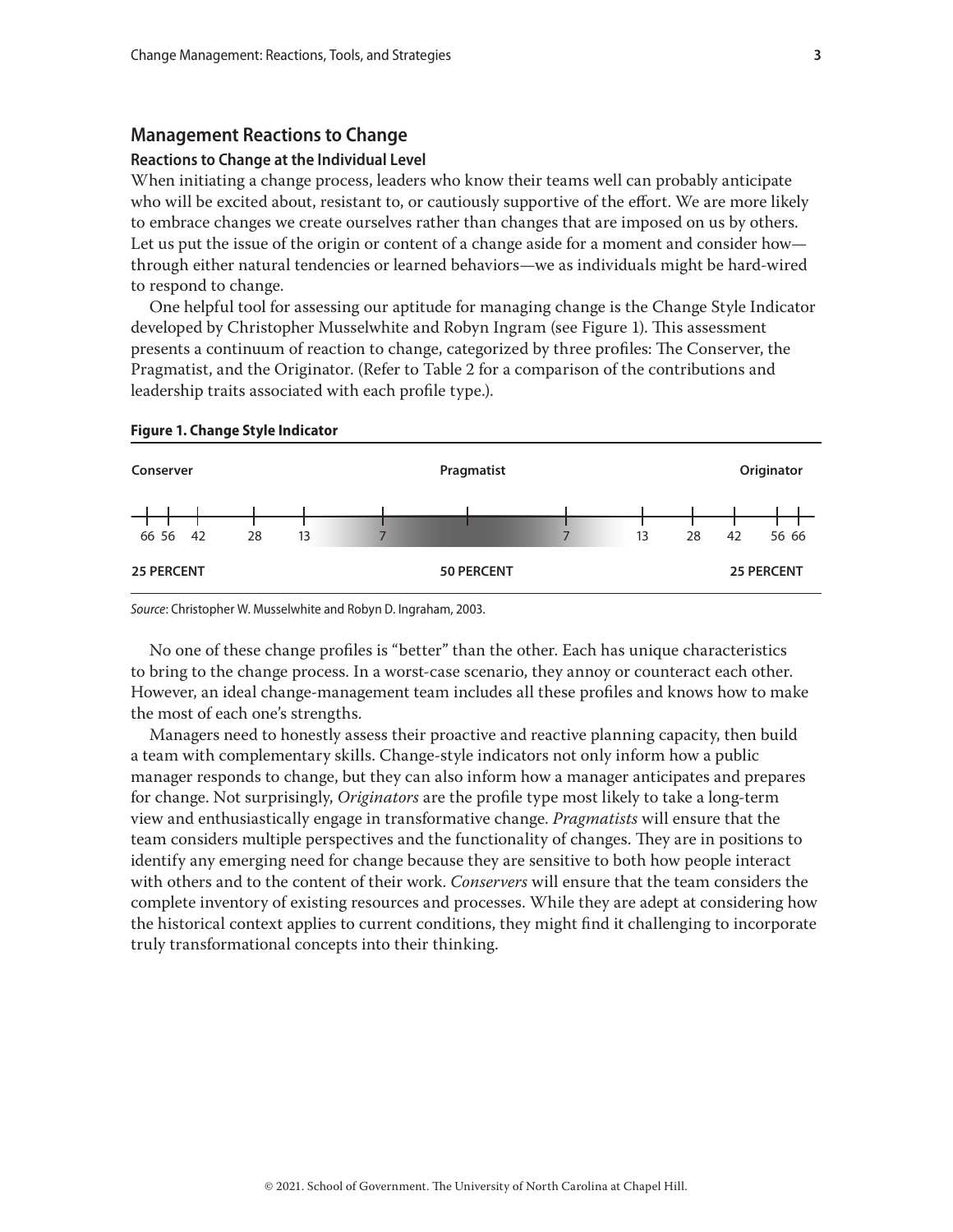## Management Reactions to Change

### Reactions to Change at the Individual Level

When initiating a change process, leaders who know their teams well can probably anticipate who will be excited about, resistant to, or cautiously supportive of the effort. We are more likely to embrace changes we create ourselves rather than changes that are imposed on us by others. Let us put the issue of the origin or content of a change aside for a moment and consider how—through either natural tendencies or learned behaviors—we as individuals might be hard-wired to respond to change.

One helpful tool for assessing our aptitude for managing change is the Change Style Indicator developed by Christopher Musselwhite and Robyn Ingram (see Figure 1). This assessment presents a continuum of reaction to change, categorized by three profiles: The Conserver, the Pragmatist, and the Originator. (Refer to Table 2 for a comparison of the contributions and leadership traits associated with each profile type.).

**Figure 1. Change Style Indicator**

| Conserver | | | | | | Pragmatist | | | | | | Originator |
|---|---|---|---|---|---|---|---|---|---|---|---|---|
| 66 | 56 | 42 | 28 | 13 | 7 | | 7 | 13 | 28 | 42 | 56 | 66 |
| **25 PERCENT** | | | | | | **50 PERCENT** | | | | | | **25 PERCENT** |

*Source*: Christopher W. Musselwhite and Robyn D. Ingraham, 2003.

No one of these change profiles is "better" than the other. Each has unique characteristics to bring to the change process. In a worst-case scenario, they annoy or counteract each other. However, an ideal change-management team includes all these profiles and knows how to make the most of each one's strengths.

Managers need to honestly assess their proactive and reactive planning capacity, then build a team with complementary skills. Change-style indicators not only inform how a public manager responds to change, but they can also inform how a manager anticipates and prepares for change. Not surprisingly, *Originators* are the profile type most likely to take a long-term view and enthusiastically engage in transformative change. *Pragmatists* will ensure that the team considers multiple perspectives and the functionality of changes. They are in positions to identify any emerging need for change because they are sensitive to both how people interact with others and to the content of their work. *Conservers* will ensure that the team considers the complete inventory of existing resources and processes. While they are adept at considering how the historical context applies to current conditions, they might find it challenging to incorporate truly transformational concepts into their thinking.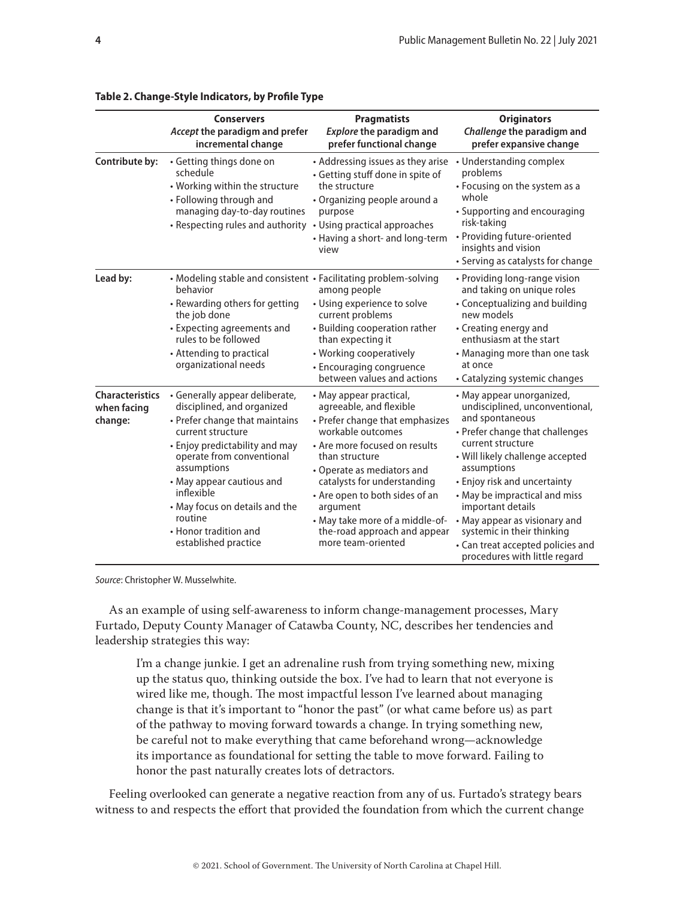**Table 2. Change-Style Indicators, by Profile Type**

| | **Conservers** *Accept* **the paradigm and prefer incremental change** | **Pragmatists** *Explore* **the paradigm and prefer functional change** | **Originators** *Challenge* **the paradigm and prefer expansive change** |
|---|---|---|---|
| **Contribute by:** | • Getting things done on schedule<br>• Working within the structure<br>• Following through and managing day-to-day routines<br>• Respecting rules and authority | • Addressing issues as they arise<br>• Getting stuff done in spite of the structure<br>• Organizing people around a purpose<br>• Using practical approaches<br>• Having a short- and long-term view | • Understanding complex problems<br>• Focusing on the system as a whole<br>• Supporting and encouraging risk-taking<br>• Providing future-oriented insights and vision<br>• Serving as catalysts for change |
| **Lead by:** | • Modeling stable and consistent behavior<br>• Rewarding others for getting the job done<br>• Expecting agreements and rules to be followed<br>• Attending to practical organizational needs | • Facilitating problem-solving among people<br>• Using experience to solve current problems<br>• Building cooperation rather than expecting it<br>• Working cooperatively<br>• Encouraging congruence between values and actions | • Providing long-range vision and taking on unique roles<br>• Conceptualizing and building new models<br>• Creating energy and enthusiasm at the start<br>• Managing more than one task at once<br>• Catalyzing systemic changes |
| **Characteristics when facing change:** | • Generally appear deliberate, disciplined, and organized<br>• Prefer change that maintains current structure<br>• Enjoy predictability and may operate from conventional assumptions<br>• May appear cautious and inflexible<br>• May focus on details and the routine<br>• Honor tradition and established practice | • May appear practical, agreeable, and flexible<br>• Prefer change that emphasizes workable outcomes<br>• Are more focused on results than structure<br>• Operate as mediators and catalysts for understanding<br>• Are open to both sides of an argument<br>• May take more of a middle-of-the-road approach and appear more team-oriented | • May appear unorganized, undisciplined, unconventional, and spontaneous<br>• Prefer change that challenges current structure<br>• Will likely challenge accepted assumptions<br>• Enjoy risk and uncertainty<br>• May be impractical and miss important details<br>• May appear as visionary and systemic in their thinking<br>• Can treat accepted policies and procedures with little regard |

*Source*: Christopher W. Musselwhite.

As an example of using self-awareness to inform change-management processes, Mary Furtado, Deputy County Manager of Catawba County, NC, describes her tendencies and leadership strategies this way:

> I'm a change junkie. I get an adrenaline rush from trying something new, mixing up the status quo, thinking outside the box. I've had to learn that not everyone is wired like me, though. The most impactful lesson I've learned about managing change is that it's important to "honor the past" (or what came before us) as part of the pathway to moving forward towards a change. In trying something new, be careful not to make everything that came beforehand wrong—acknowledge its importance as foundational for setting the table to move forward. Failing to honor the past naturally creates lots of detractors.

Feeling overlooked can generate a negative reaction from any of us. Furtado's strategy bears witness to and respects the effort that provided the foundation from which the current change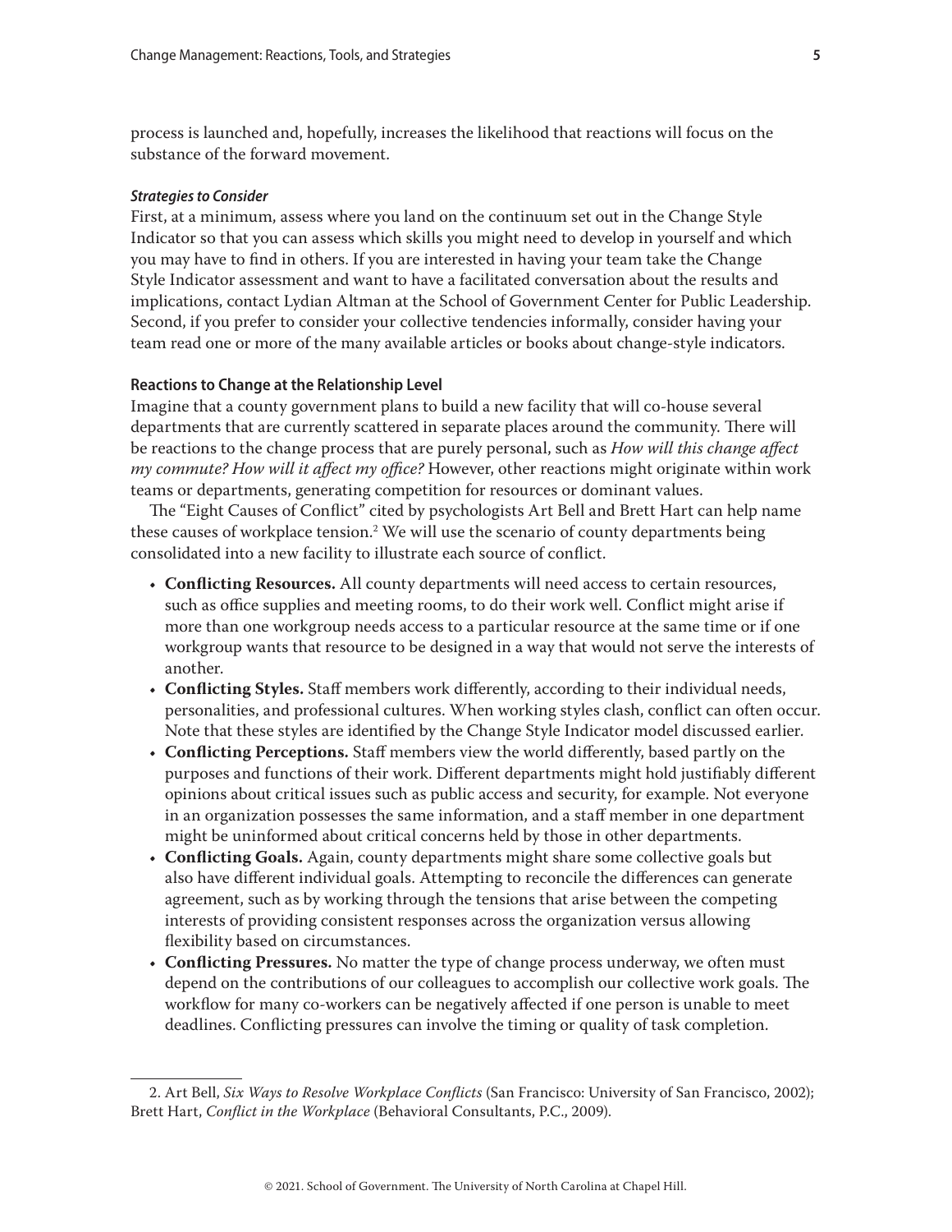process is launched and, hopefully, increases the likelihood that reactions will focus on the substance of the forward movement.

#### *Strategies to Consider*

First, at a minimum, assess where you land on the continuum set out in the Change Style Indicator so that you can assess which skills you might need to develop in yourself and which you may have to find in others. If you are interested in having your team take the Change Style Indicator assessment and want to have a facilitated conversation about the results and implications, contact Lydian Altman at the School of Government Center for Public Leadership. Second, if you prefer to consider your collective tendencies informally, consider having your team read one or more of the many available articles or books about change-style indicators.

### Reactions to Change at the Relationship Level

Imagine that a county government plans to build a new facility that will co-house several departments that are currently scattered in separate places around the community. There will be reactions to the change process that are purely personal, such as *How will this change affect my commute? How will it affect my office?* However, other reactions might originate within work teams or departments, generating competition for resources or dominant values.

The "Eight Causes of Conflict" cited by psychologists Art Bell and Brett Hart can help name these causes of workplace tension.[2] We will use the scenario of county departments being consolidated into a new facility to illustrate each source of conflict.

- **Conflicting Resources.** All county departments will need access to certain resources, such as office supplies and meeting rooms, to do their work well. Conflict might arise if more than one workgroup needs access to a particular resource at the same time or if one workgroup wants that resource to be designed in a way that would not serve the interests of another.
- **Conflicting Styles.** Staff members work differently, according to their individual needs, personalities, and professional cultures. When working styles clash, conflict can often occur. Note that these styles are identified by the Change Style Indicator model discussed earlier.
- **Conflicting Perceptions.** Staff members view the world differently, based partly on the purposes and functions of their work. Different departments might hold justifiably different opinions about critical issues such as public access and security, for example. Not everyone in an organization possesses the same information, and a staff member in one department might be uninformed about critical concerns held by those in other departments.
- **Conflicting Goals.** Again, county departments might share some collective goals but also have different individual goals. Attempting to reconcile the differences can generate agreement, such as by working through the tensions that arise between the competing interests of providing consistent responses across the organization versus allowing flexibility based on circumstances.
- **Conflicting Pressures.** No matter the type of change process underway, we often must depend on the contributions of our colleagues to accomplish our collective work goals. The workflow for many co-workers can be negatively affected if one person is unable to meet deadlines. Conflicting pressures can involve the timing or quality of task completion.

---

2. Art Bell, *Six Ways to Resolve Workplace Conflicts* (San Francisco: University of San Francisco, 2002); Brett Hart, *Conflict in the Workplace* (Behavioral Consultants, P.C., 2009).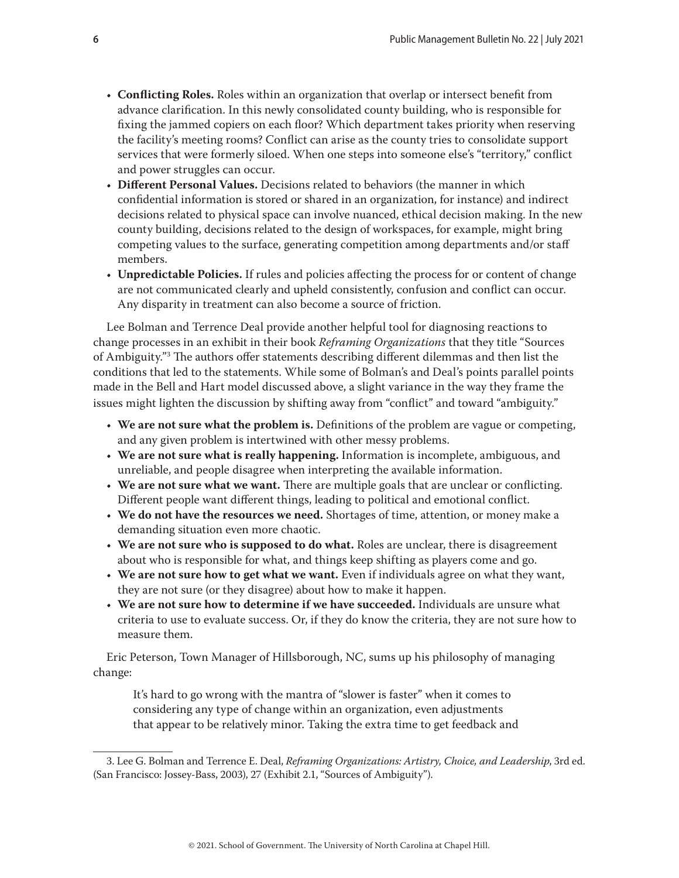- **Conflicting Roles.** Roles within an organization that overlap or intersect benefit from advance clarification. In this newly consolidated county building, who is responsible for fixing the jammed copiers on each floor? Which department takes priority when reserving the facility's meeting rooms? Conflict can arise as the county tries to consolidate support services that were formerly siloed. When one steps into someone else's "territory," conflict and power struggles can occur.
- **Different Personal Values.** Decisions related to behaviors (the manner in which confidential information is stored or shared in an organization, for instance) and indirect decisions related to physical space can involve nuanced, ethical decision making. In the new county building, decisions related to the design of workspaces, for example, might bring competing values to the surface, generating competition among departments and/or staff members.
- **Unpredictable Policies.** If rules and policies affecting the process for or content of change are not communicated clearly and upheld consistently, confusion and conflict can occur. Any disparity in treatment can also become a source of friction.

Lee Bolman and Terrence Deal provide another helpful tool for diagnosing reactions to change processes in an exhibit in their book *Reframing Organizations* that they title "Sources of Ambiguity."[3] The authors offer statements describing different dilemmas and then list the conditions that led to the statements. While some of Bolman's and Deal's points parallel points made in the Bell and Hart model discussed above, a slight variance in the way they frame the issues might lighten the discussion by shifting away from "conflict" and toward "ambiguity."

- **We are not sure what the problem is.** Definitions of the problem are vague or competing, and any given problem is intertwined with other messy problems.
- **We are not sure what is really happening.** Information is incomplete, ambiguous, and unreliable, and people disagree when interpreting the available information.
- **We are not sure what we want.** There are multiple goals that are unclear or conflicting. Different people want different things, leading to political and emotional conflict.
- **We do not have the resources we need.** Shortages of time, attention, or money make a demanding situation even more chaotic.
- **We are not sure who is supposed to do what.** Roles are unclear, there is disagreement about who is responsible for what, and things keep shifting as players come and go.
- **We are not sure how to get what we want.** Even if individuals agree on what they want, they are not sure (or they disagree) about how to make it happen.
- **We are not sure how to determine if we have succeeded.** Individuals are unsure what criteria to use to evaluate success. Or, if they do know the criteria, they are not sure how to measure them.

Eric Peterson, Town Manager of Hillsborough, NC, sums up his philosophy of managing change:

> It's hard to go wrong with the mantra of "slower is faster" when it comes to considering any type of change within an organization, even adjustments that appear to be relatively minor. Taking the extra time to get feedback and

3. Lee G. Bolman and Terrence E. Deal, *Reframing Organizations: Artistry, Choice, and Leadership*, 3rd ed. (San Francisco: Jossey-Bass, 2003), 27 (Exhibit 2.1, "Sources of Ambiguity").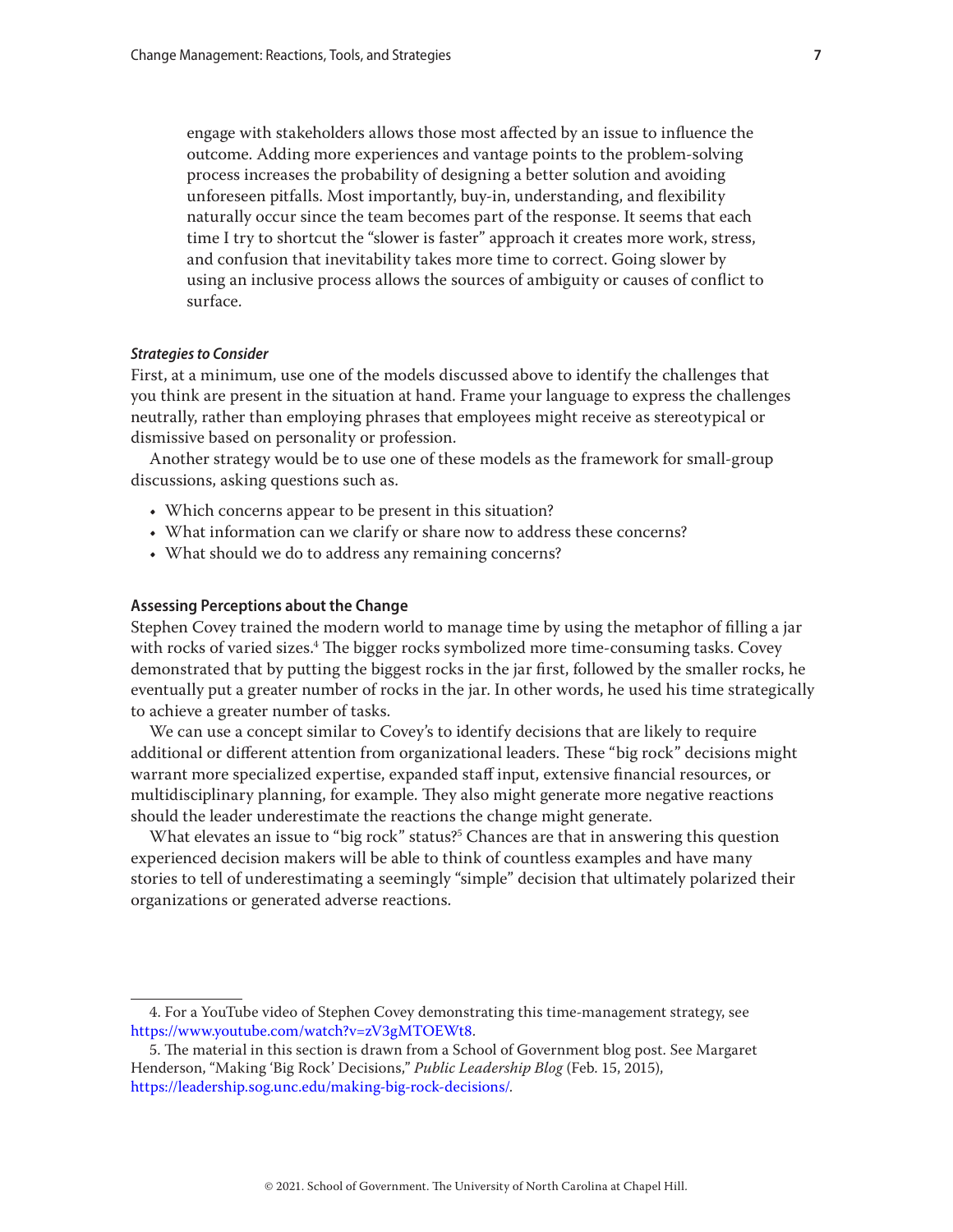> engage with stakeholders allows those most affected by an issue to influence the outcome. Adding more experiences and vantage points to the problem-solving process increases the probability of designing a better solution and avoiding unforeseen pitfalls. Most importantly, buy-in, understanding, and flexibility naturally occur since the team becomes part of the response. It seems that each time I try to shortcut the "slower is faster" approach it creates more work, stress, and confusion that inevitability takes more time to correct. Going slower by using an inclusive process allows the sources of ambiguity or causes of conflict to surface.

#### *Strategies to Consider*

First, at a minimum, use one of the models discussed above to identify the challenges that you think are present in the situation at hand. Frame your language to express the challenges neutrally, rather than employing phrases that employees might receive as stereotypical or dismissive based on personality or profession.

Another strategy would be to use one of these models as the framework for small-group discussions, asking questions such as.

- Which concerns appear to be present in this situation?
- What information can we clarify or share now to address these concerns?
- What should we do to address any remaining concerns?

### Assessing Perceptions about the Change

Stephen Covey trained the modern world to manage time by using the metaphor of filling a jar with rocks of varied sizes.[4] The bigger rocks symbolized more time-consuming tasks. Covey demonstrated that by putting the biggest rocks in the jar first, followed by the smaller rocks, he eventually put a greater number of rocks in the jar. In other words, he used his time strategically to achieve a greater number of tasks.

We can use a concept similar to Covey's to identify decisions that are likely to require additional or different attention from organizational leaders. These "big rock" decisions might warrant more specialized expertise, expanded staff input, extensive financial resources, or multidisciplinary planning, for example. They also might generate more negative reactions should the leader underestimate the reactions the change might generate.

What elevates an issue to "big rock" status?[5] Chances are that in answering this question experienced decision makers will be able to think of countless examples and have many stories to tell of underestimating a seemingly "simple" decision that ultimately polarized their organizations or generated adverse reactions.

---

4. For a YouTube video of Stephen Covey demonstrating this time-management strategy, see https://www.youtube.com/watch?v=zV3gMTOEWt8.

5. The material in this section is drawn from a School of Government blog post. See Margaret Henderson, "Making 'Big Rock' Decisions," *Public Leadership Blog* (Feb. 15, 2015), https://leadership.sog.unc.edu/making-big-rock-decisions/.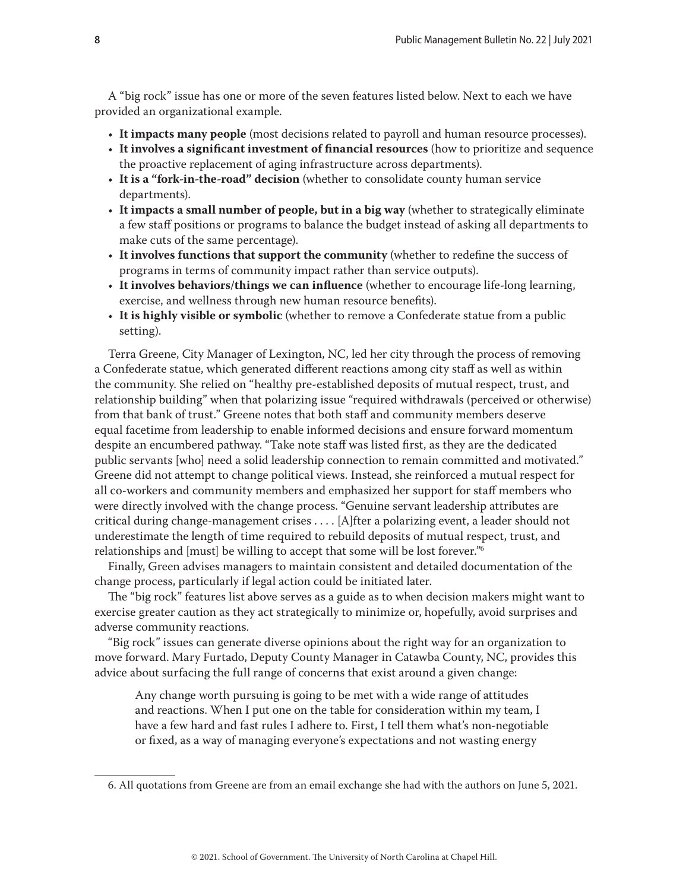A "big rock" issue has one or more of the seven features listed below. Next to each we have provided an organizational example.

- **It impacts many people** (most decisions related to payroll and human resource processes).
- **It involves a significant investment of financial resources** (how to prioritize and sequence the proactive replacement of aging infrastructure across departments).
- **It is a "fork-in-the-road" decision** (whether to consolidate county human service departments).
- **It impacts a small number of people, but in a big way** (whether to strategically eliminate a few staff positions or programs to balance the budget instead of asking all departments to make cuts of the same percentage).
- **It involves functions that support the community** (whether to redefine the success of programs in terms of community impact rather than service outputs).
- **It involves behaviors/things we can influence** (whether to encourage life-long learning, exercise, and wellness through new human resource benefits).
- **It is highly visible or symbolic** (whether to remove a Confederate statue from a public setting).

Terra Greene, City Manager of Lexington, NC, led her city through the process of removing a Confederate statue, which generated different reactions among city staff as well as within the community. She relied on "healthy pre-established deposits of mutual respect, trust, and relationship building" when that polarizing issue "required withdrawals (perceived or otherwise) from that bank of trust." Greene notes that both staff and community members deserve equal facetime from leadership to enable informed decisions and ensure forward momentum despite an encumbered pathway. "Take note staff was listed first, as they are the dedicated public servants [who] need a solid leadership connection to remain committed and motivated." Greene did not attempt to change political views. Instead, she reinforced a mutual respect for all co-workers and community members and emphasized her support for staff members who were directly involved with the change process. "Genuine servant leadership attributes are critical during change-management crises . . . . [A]fter a polarizing event, a leader should not underestimate the length of time required to rebuild deposits of mutual respect, trust, and relationships and [must] be willing to accept that some will be lost forever."[6]

Finally, Green advises managers to maintain consistent and detailed documentation of the change process, particularly if legal action could be initiated later.

The "big rock" features list above serves as a guide as to when decision makers might want to exercise greater caution as they act strategically to minimize or, hopefully, avoid surprises and adverse community reactions.

"Big rock" issues can generate diverse opinions about the right way for an organization to move forward. Mary Furtado, Deputy County Manager in Catawba County, NC, provides this advice about surfacing the full range of concerns that exist around a given change:

> Any change worth pursuing is going to be met with a wide range of attitudes and reactions. When I put one on the table for consideration within my team, I have a few hard and fast rules I adhere to. First, I tell them what's non-negotiable or fixed, as a way of managing everyone's expectations and not wasting energy

6. All quotations from Greene are from an email exchange she had with the authors on June 5, 2021.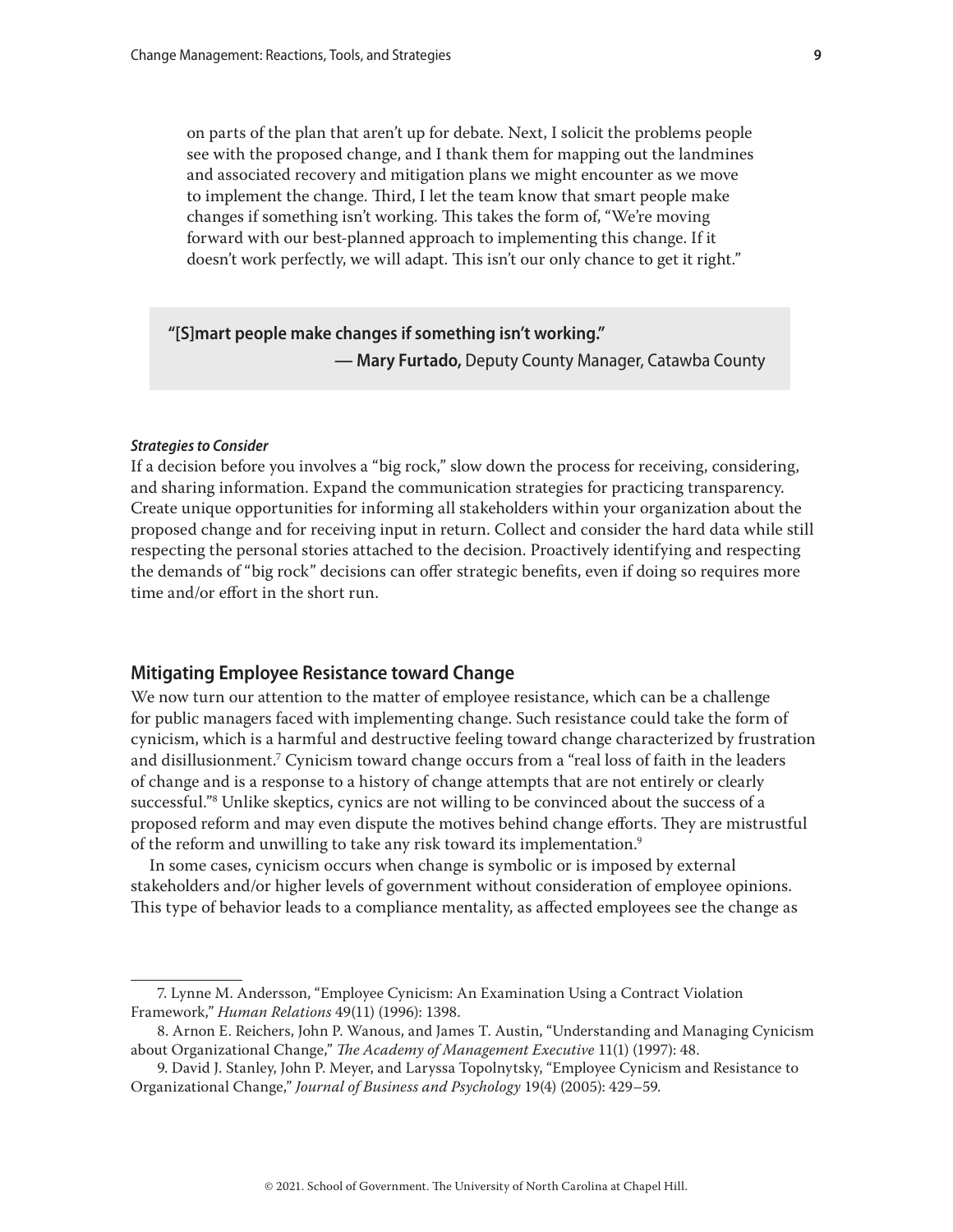on parts of the plan that aren't up for debate. Next, I solicit the problems people see with the proposed change, and I thank them for mapping out the landmines and associated recovery and mitigation plans we might encounter as we move to implement the change. Third, I let the team know that smart people make changes if something isn't working. This takes the form of, "We're moving forward with our best-planned approach to implementing this change. If it doesn't work perfectly, we will adapt. This isn't our only chance to get it right."

> **"[S]mart people make changes if something isn't working."**
> **— Mary Furtado,** Deputy County Manager, Catawba County

***Strategies to Consider***

If a decision before you involves a "big rock," slow down the process for receiving, considering, and sharing information. Expand the communication strategies for practicing transparency. Create unique opportunities for informing all stakeholders within your organization about the proposed change and for receiving input in return. Collect and consider the hard data while still respecting the personal stories attached to the decision. Proactively identifying and respecting the demands of "big rock" decisions can offer strategic benefits, even if doing so requires more time and/or effort in the short run.

## Mitigating Employee Resistance toward Change

We now turn our attention to the matter of employee resistance, which can be a challenge for public managers faced with implementing change. Such resistance could take the form of cynicism, which is a harmful and destructive feeling toward change characterized by frustration and disillusionment.[7] Cynicism toward change occurs from a "real loss of faith in the leaders of change and is a response to a history of change attempts that are not entirely or clearly successful."[8] Unlike skeptics, cynics are not willing to be convinced about the success of a proposed reform and may even dispute the motives behind change efforts. They are mistrustful of the reform and unwilling to take any risk toward its implementation.[9]

In some cases, cynicism occurs when change is symbolic or is imposed by external stakeholders and/or higher levels of government without consideration of employee opinions. This type of behavior leads to a compliance mentality, as affected employees see the change as

---

7. Lynne M. Andersson, "Employee Cynicism: An Examination Using a Contract Violation Framework," *Human Relations* 49(11) (1996): 1398.

8. Arnon E. Reichers, John P. Wanous, and James T. Austin, "Understanding and Managing Cynicism about Organizational Change," *The Academy of Management Executive* 11(1) (1997): 48.

9. David J. Stanley, John P. Meyer, and Laryssa Topolnytsky, "Employee Cynicism and Resistance to Organizational Change," *Journal of Business and Psychology* 19(4) (2005): 429–59.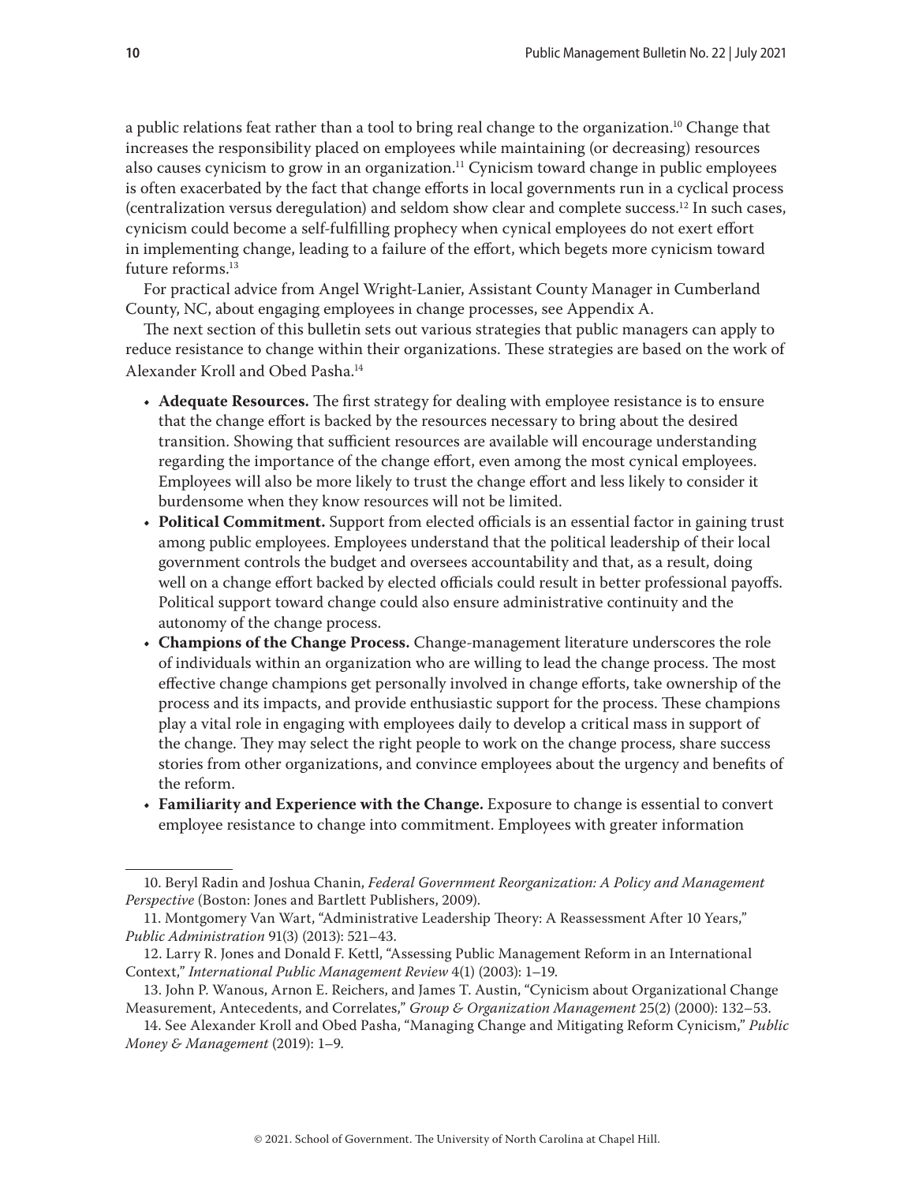a public relations feat rather than a tool to bring real change to the organization.[10] Change that increases the responsibility placed on employees while maintaining (or decreasing) resources also causes cynicism to grow in an organization.[11] Cynicism toward change in public employees is often exacerbated by the fact that change efforts in local governments run in a cyclical process (centralization versus deregulation) and seldom show clear and complete success.[12] In such cases, cynicism could become a self-fulfilling prophecy when cynical employees do not exert effort in implementing change, leading to a failure of the effort, which begets more cynicism toward future reforms.[13]

For practical advice from Angel Wright-Lanier, Assistant County Manager in Cumberland County, NC, about engaging employees in change processes, see Appendix A.

The next section of this bulletin sets out various strategies that public managers can apply to reduce resistance to change within their organizations. These strategies are based on the work of Alexander Kroll and Obed Pasha.[14]

- **Adequate Resources.** The first strategy for dealing with employee resistance is to ensure that the change effort is backed by the resources necessary to bring about the desired transition. Showing that sufficient resources are available will encourage understanding regarding the importance of the change effort, even among the most cynical employees. Employees will also be more likely to trust the change effort and less likely to consider it burdensome when they know resources will not be limited.
- **Political Commitment.** Support from elected officials is an essential factor in gaining trust among public employees. Employees understand that the political leadership of their local government controls the budget and oversees accountability and that, as a result, doing well on a change effort backed by elected officials could result in better professional payoffs. Political support toward change could also ensure administrative continuity and the autonomy of the change process.
- **Champions of the Change Process.** Change-management literature underscores the role of individuals within an organization who are willing to lead the change process. The most effective change champions get personally involved in change efforts, take ownership of the process and its impacts, and provide enthusiastic support for the process. These champions play a vital role in engaging with employees daily to develop a critical mass in support of the change. They may select the right people to work on the change process, share success stories from other organizations, and convince employees about the urgency and benefits of the reform.
- **Familiarity and Experience with the Change.** Exposure to change is essential to convert employee resistance to change into commitment. Employees with greater information

---

10. Beryl Radin and Joshua Chanin, *Federal Government Reorganization: A Policy and Management Perspective* (Boston: Jones and Bartlett Publishers, 2009).

11. Montgomery Van Wart, "Administrative Leadership Theory: A Reassessment After 10 Years," *Public Administration* 91(3) (2013): 521–43.

12. Larry R. Jones and Donald F. Kettl, "Assessing Public Management Reform in an International Context," *International Public Management Review* 4(1) (2003): 1–19.

13. John P. Wanous, Arnon E. Reichers, and James T. Austin, "Cynicism about Organizational Change Measurement, Antecedents, and Correlates," *Group & Organization Management* 25(2) (2000): 132–53.

14. See Alexander Kroll and Obed Pasha, "Managing Change and Mitigating Reform Cynicism," *Public Money & Management* (2019): 1–9.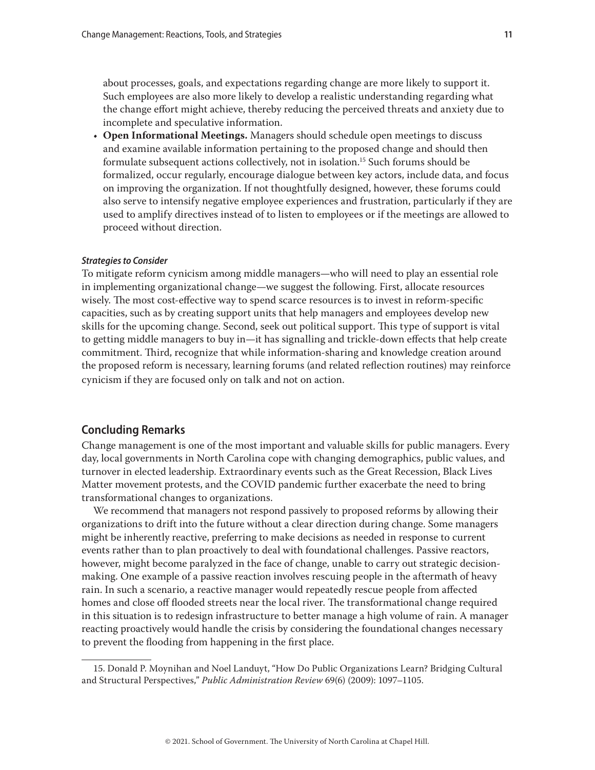about processes, goals, and expectations regarding change are more likely to support it. Such employees are also more likely to develop a realistic understanding regarding what the change effort might achieve, thereby reducing the perceived threats and anxiety due to incomplete and speculative information.

- **Open Informational Meetings.** Managers should schedule open meetings to discuss and examine available information pertaining to the proposed change and should then formulate subsequent actions collectively, not in isolation.[15] Such forums should be formalized, occur regularly, encourage dialogue between key actors, include data, and focus on improving the organization. If not thoughtfully designed, however, these forums could also serve to intensify negative employee experiences and frustration, particularly if they are used to amplify directives instead of to listen to employees or if the meetings are allowed to proceed without direction.

#### *Strategies to Consider*

To mitigate reform cynicism among middle managers—who will need to play an essential role in implementing organizational change—we suggest the following. First, allocate resources wisely. The most cost-effective way to spend scarce resources is to invest in reform-specific capacities, such as by creating support units that help managers and employees develop new skills for the upcoming change. Second, seek out political support. This type of support is vital to getting middle managers to buy in—it has signalling and trickle-down effects that help create commitment. Third, recognize that while information-sharing and knowledge creation around the proposed reform is necessary, learning forums (and related reflection routines) may reinforce cynicism if they are focused only on talk and not on action.

## Concluding Remarks

Change management is one of the most important and valuable skills for public managers. Every day, local governments in North Carolina cope with changing demographics, public values, and turnover in elected leadership. Extraordinary events such as the Great Recession, Black Lives Matter movement protests, and the COVID pandemic further exacerbate the need to bring transformational changes to organizations.

We recommend that managers not respond passively to proposed reforms by allowing their organizations to drift into the future without a clear direction during change. Some managers might be inherently reactive, preferring to make decisions as needed in response to current events rather than to plan proactively to deal with foundational challenges. Passive reactors, however, might become paralyzed in the face of change, unable to carry out strategic decision-making. One example of a passive reaction involves rescuing people in the aftermath of heavy rain. In such a scenario, a reactive manager would repeatedly rescue people from affected homes and close off flooded streets near the local river. The transformational change required in this situation is to redesign infrastructure to better manage a high volume of rain. A manager reacting proactively would handle the crisis by considering the foundational changes necessary to prevent the flooding from happening in the first place.

---

15. Donald P. Moynihan and Noel Landuyt, "How Do Public Organizations Learn? Bridging Cultural and Structural Perspectives," *Public Administration Review* 69(6) (2009): 1097–1105.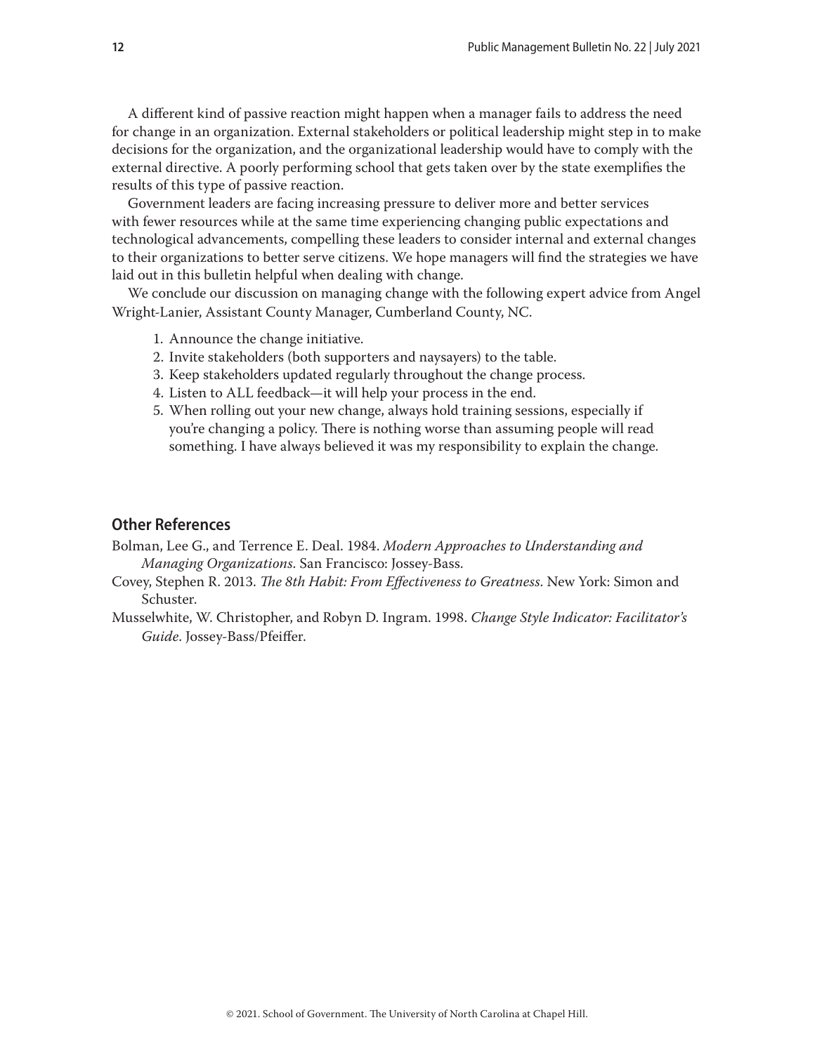A different kind of passive reaction might happen when a manager fails to address the need for change in an organization. External stakeholders or political leadership might step in to make decisions for the organization, and the organizational leadership would have to comply with the external directive. A poorly performing school that gets taken over by the state exemplifies the results of this type of passive reaction.

Government leaders are facing increasing pressure to deliver more and better services with fewer resources while at the same time experiencing changing public expectations and technological advancements, compelling these leaders to consider internal and external changes to their organizations to better serve citizens. We hope managers will find the strategies we have laid out in this bulletin helpful when dealing with change.

We conclude our discussion on managing change with the following expert advice from Angel Wright-Lanier, Assistant County Manager, Cumberland County, NC.

1. Announce the change initiative.
2. Invite stakeholders (both supporters and naysayers) to the table.
3. Keep stakeholders updated regularly throughout the change process.
4. Listen to ALL feedback—it will help your process in the end.
5. When rolling out your new change, always hold training sessions, especially if you're changing a policy. There is nothing worse than assuming people will read something. I have always believed it was my responsibility to explain the change.

## Other References

Bolman, Lee G., and Terrence E. Deal. 1984. *Modern Approaches to Understanding and Managing Organizations*. San Francisco: Jossey-Bass.

Covey, Stephen R. 2013. *The 8th Habit: From Effectiveness to Greatness*. New York: Simon and Schuster.

Musselwhite, W. Christopher, and Robyn D. Ingram. 1998. *Change Style Indicator: Facilitator's Guide*. Jossey-Bass/Pfeiffer.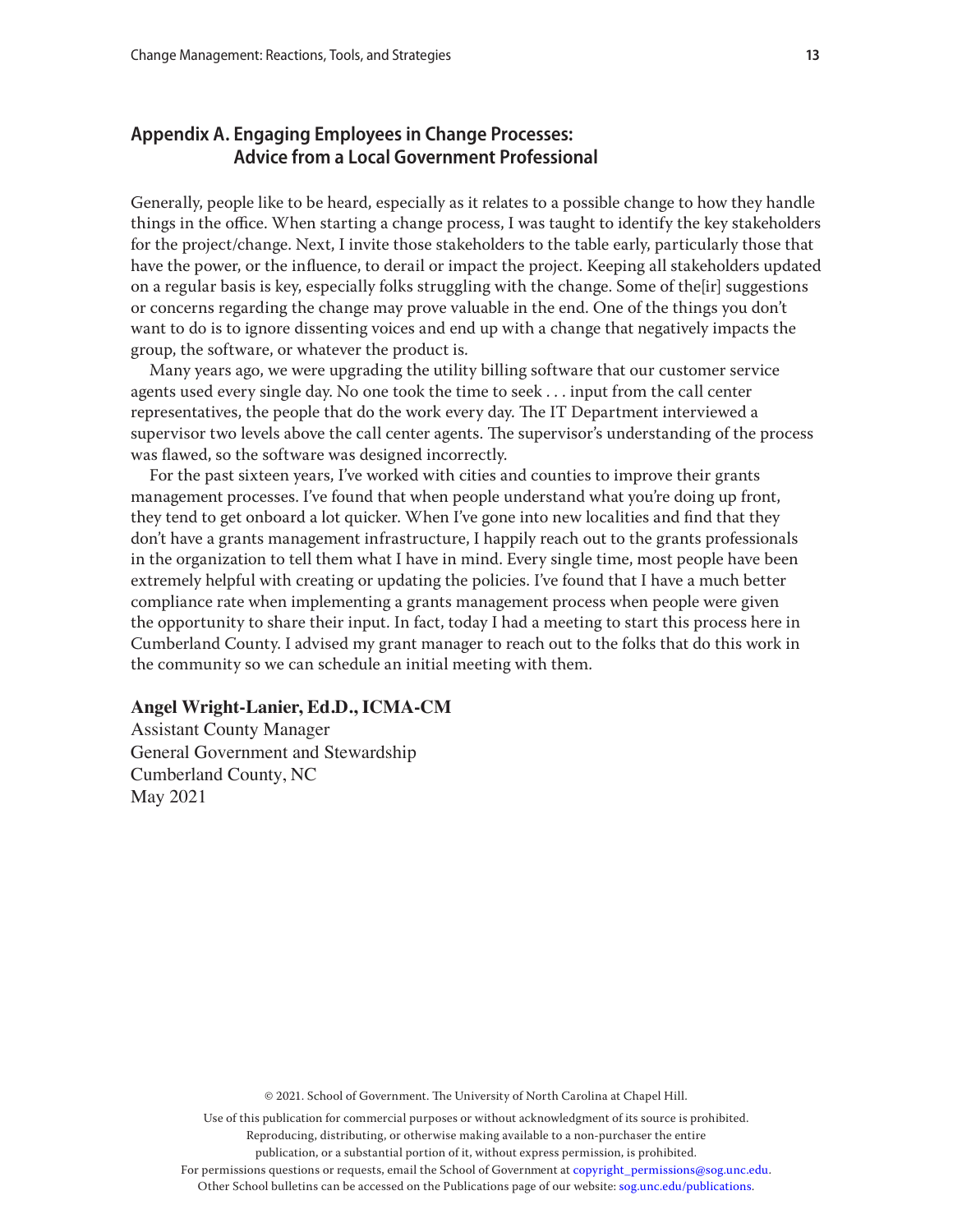## Appendix A. Engaging Employees in Change Processes: Advice from a Local Government Professional

Generally, people like to be heard, especially as it relates to a possible change to how they handle things in the office. When starting a change process, I was taught to identify the key stakeholders for the project/change. Next, I invite those stakeholders to the table early, particularly those that have the power, or the influence, to derail or impact the project. Keeping all stakeholders updated on a regular basis is key, especially folks struggling with the change. Some of the[ir] suggestions or concerns regarding the change may prove valuable in the end. One of the things you don't want to do is to ignore dissenting voices and end up with a change that negatively impacts the group, the software, or whatever the product is.

Many years ago, we were upgrading the utility billing software that our customer service agents used every single day. No one took the time to seek . . . input from the call center representatives, the people that do the work every day. The IT Department interviewed a supervisor two levels above the call center agents. The supervisor's understanding of the process was flawed, so the software was designed incorrectly.

For the past sixteen years, I've worked with cities and counties to improve their grants management processes. I've found that when people understand what you're doing up front, they tend to get onboard a lot quicker. When I've gone into new localities and find that they don't have a grants management infrastructure, I happily reach out to the grants professionals in the organization to tell them what I have in mind. Every single time, most people have been extremely helpful with creating or updating the policies. I've found that I have a much better compliance rate when implementing a grants management process when people were given the opportunity to share their input. In fact, today I had a meeting to start this process here in Cumberland County. I advised my grant manager to reach out to the folks that do this work in the community so we can schedule an initial meeting with them.

**Angel Wright-Lanier, Ed.D., ICMA-CM**
Assistant County Manager
General Government and Stewardship
Cumberland County, NC
May 2021

© 2021. School of Government. The University of North Carolina at Chapel Hill.

Use of this publication for commercial purposes or without acknowledgment of its source is prohibited. Reproducing, distributing, or otherwise making available to a non-purchaser the entire publication, or a substantial portion of it, without express permission, is prohibited. For permissions questions or requests, email the School of Government at copyright_permissions@sog.unc.edu. Other School bulletins can be accessed on the Publications page of our website: sog.unc.edu/publications.